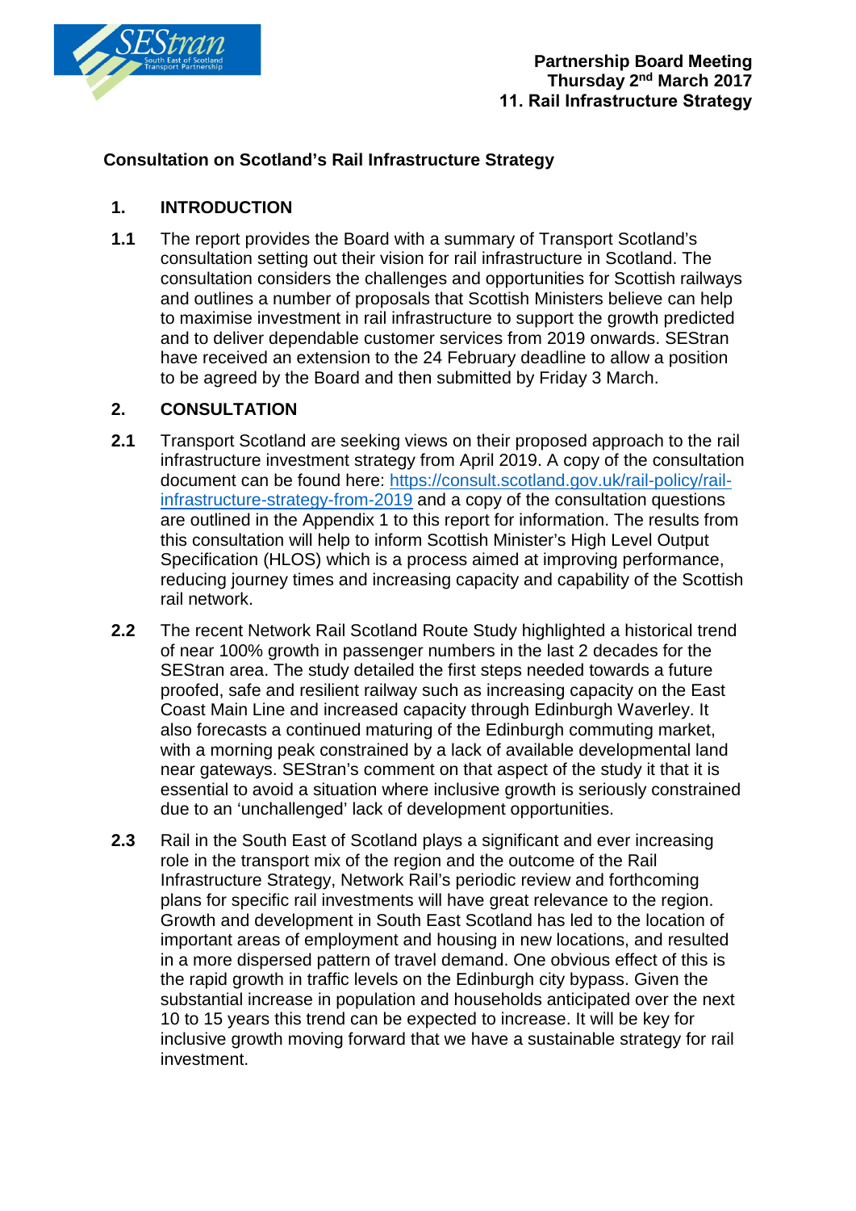**Partnership Board Meeting**
**Thursday 2nd March 2017**
**11. Rail Infrastructure Strategy**

## Consultation on Scotland's Rail Infrastructure Strategy

### 1. INTRODUCTION

**1.1** The report provides the Board with a summary of Transport Scotland's consultation setting out their vision for rail infrastructure in Scotland. The consultation considers the challenges and opportunities for Scottish railways and outlines a number of proposals that Scottish Ministers believe can help to maximise investment in rail infrastructure to support the growth predicted and to deliver dependable customer services from 2019 onwards. SEStran have received an extension to the 24 February deadline to allow a position to be agreed by the Board and then submitted by Friday 3 March.

### 2. CONSULTATION

**2.1** Transport Scotland are seeking views on their proposed approach to the rail infrastructure investment strategy from April 2019. A copy of the consultation document can be found here: [https://consult.scotland.gov.uk/rail-policy/rail-infrastructure-strategy-from-2019](https://consult.scotland.gov.uk/rail-policy/rail-infrastructure-strategy-from-2019) and a copy of the consultation questions are outlined in the Appendix 1 to this report for information. The results from this consultation will help to inform Scottish Minister's High Level Output Specification (HLOS) which is a process aimed at improving performance, reducing journey times and increasing capacity and capability of the Scottish rail network.

**2.2** The recent Network Rail Scotland Route Study highlighted a historical trend of near 100% growth in passenger numbers in the last 2 decades for the SEStran area. The study detailed the first steps needed towards a future proofed, safe and resilient railway such as increasing capacity on the East Coast Main Line and increased capacity through Edinburgh Waverley. It also forecasts a continued maturing of the Edinburgh commuting market, with a morning peak constrained by a lack of available developmental land near gateways. SEStran's comment on that aspect of the study it that it is essential to avoid a situation where inclusive growth is seriously constrained due to an 'unchallenged' lack of development opportunities.

**2.3** Rail in the South East of Scotland plays a significant and ever increasing role in the transport mix of the region and the outcome of the Rail Infrastructure Strategy, Network Rail's periodic review and forthcoming plans for specific rail investments will have great relevance to the region. Growth and development in South East Scotland has led to the location of important areas of employment and housing in new locations, and resulted in a more dispersed pattern of travel demand. One obvious effect of this is the rapid growth in traffic levels on the Edinburgh city bypass. Given the substantial increase in population and households anticipated over the next 10 to 15 years this trend can be expected to increase. It will be key for inclusive growth moving forward that we have a sustainable strategy for rail investment.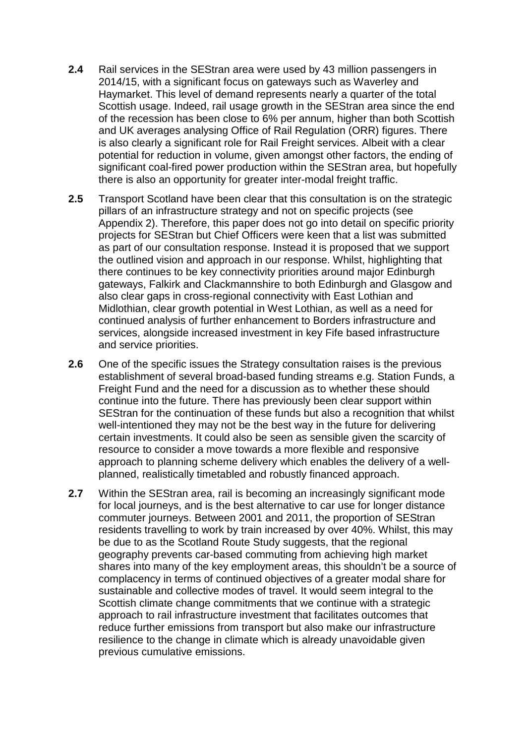**2.4** Rail services in the SEStran area were used by 43 million passengers in 2014/15, with a significant focus on gateways such as Waverley and Haymarket. This level of demand represents nearly a quarter of the total Scottish usage. Indeed, rail usage growth in the SEStran area since the end of the recession has been close to 6% per annum, higher than both Scottish and UK averages analysing Office of Rail Regulation (ORR) figures. There is also clearly a significant role for Rail Freight services. Albeit with a clear potential for reduction in volume, given amongst other factors, the ending of significant coal-fired power production within the SEStran area, but hopefully there is also an opportunity for greater inter-modal freight traffic.

**2.5** Transport Scotland have been clear that this consultation is on the strategic pillars of an infrastructure strategy and not on specific projects (see Appendix 2). Therefore, this paper does not go into detail on specific priority projects for SEStran but Chief Officers were keen that a list was submitted as part of our consultation response. Instead it is proposed that we support the outlined vision and approach in our response. Whilst, highlighting that there continues to be key connectivity priorities around major Edinburgh gateways, Falkirk and Clackmannshire to both Edinburgh and Glasgow and also clear gaps in cross-regional connectivity with East Lothian and Midlothian, clear growth potential in West Lothian, as well as a need for continued analysis of further enhancement to Borders infrastructure and services, alongside increased investment in key Fife based infrastructure and service priorities.

**2.6** One of the specific issues the Strategy consultation raises is the previous establishment of several broad-based funding streams e.g. Station Funds, a Freight Fund and the need for a discussion as to whether these should continue into the future. There has previously been clear support within SEStran for the continuation of these funds but also a recognition that whilst well-intentioned they may not be the best way in the future for delivering certain investments. It could also be seen as sensible given the scarcity of resource to consider a move towards a more flexible and responsive approach to planning scheme delivery which enables the delivery of a well-planned, realistically timetabled and robustly financed approach.

**2.7** Within the SEStran area, rail is becoming an increasingly significant mode for local journeys, and is the best alternative to car use for longer distance commuter journeys. Between 2001 and 2011, the proportion of SEStran residents travelling to work by train increased by over 40%. Whilst, this may be due to as the Scotland Route Study suggests, that the regional geography prevents car-based commuting from achieving high market shares into many of the key employment areas, this shouldn't be a source of complacency in terms of continued objectives of a greater modal share for sustainable and collective modes of travel. It would seem integral to the Scottish climate change commitments that we continue with a strategic approach to rail infrastructure investment that facilitates outcomes that reduce further emissions from transport but also make our infrastructure resilience to the change in climate which is already unavoidable given previous cumulative emissions.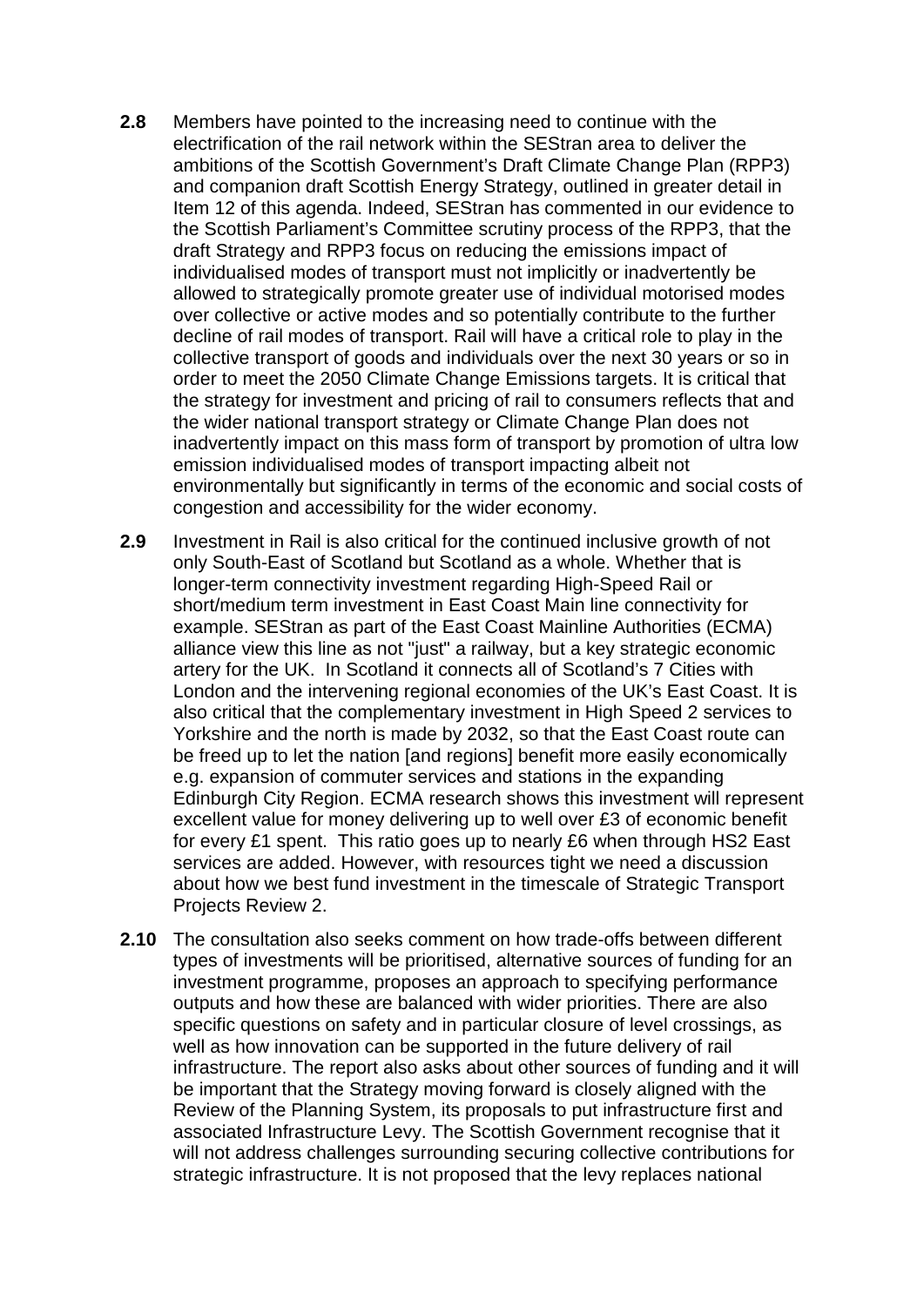**2.8** Members have pointed to the increasing need to continue with the electrification of the rail network within the SEStran area to deliver the ambitions of the Scottish Government's Draft Climate Change Plan (RPP3) and companion draft Scottish Energy Strategy, outlined in greater detail in Item 12 of this agenda. Indeed, SEStran has commented in our evidence to the Scottish Parliament's Committee scrutiny process of the RPP3, that the draft Strategy and RPP3 focus on reducing the emissions impact of individualised modes of transport must not implicitly or inadvertently be allowed to strategically promote greater use of individual motorised modes over collective or active modes and so potentially contribute to the further decline of rail modes of transport. Rail will have a critical role to play in the collective transport of goods and individuals over the next 30 years or so in order to meet the 2050 Climate Change Emissions targets. It is critical that the strategy for investment and pricing of rail to consumers reflects that and the wider national transport strategy or Climate Change Plan does not inadvertently impact on this mass form of transport by promotion of ultra low emission individualised modes of transport impacting albeit not environmentally but significantly in terms of the economic and social costs of congestion and accessibility for the wider economy.

**2.9** Investment in Rail is also critical for the continued inclusive growth of not only South-East of Scotland but Scotland as a whole. Whether that is longer-term connectivity investment regarding High-Speed Rail or short/medium term investment in East Coast Main line connectivity for example. SEStran as part of the East Coast Mainline Authorities (ECMA) alliance view this line as not "just" a railway, but a key strategic economic artery for the UK. In Scotland it connects all of Scotland's 7 Cities with London and the intervening regional economies of the UK's East Coast. It is also critical that the complementary investment in High Speed 2 services to Yorkshire and the north is made by 2032, so that the East Coast route can be freed up to let the nation [and regions] benefit more easily economically e.g. expansion of commuter services and stations in the expanding Edinburgh City Region. ECMA research shows this investment will represent excellent value for money delivering up to well over £3 of economic benefit for every £1 spent. This ratio goes up to nearly £6 when through HS2 East services are added. However, with resources tight we need a discussion about how we best fund investment in the timescale of Strategic Transport Projects Review 2.

**2.10** The consultation also seeks comment on how trade-offs between different types of investments will be prioritised, alternative sources of funding for an investment programme, proposes an approach to specifying performance outputs and how these are balanced with wider priorities. There are also specific questions on safety and in particular closure of level crossings, as well as how innovation can be supported in the future delivery of rail infrastructure. The report also asks about other sources of funding and it will be important that the Strategy moving forward is closely aligned with the Review of the Planning System, its proposals to put infrastructure first and associated Infrastructure Levy. The Scottish Government recognise that it will not address challenges surrounding securing collective contributions for strategic infrastructure. It is not proposed that the levy replaces national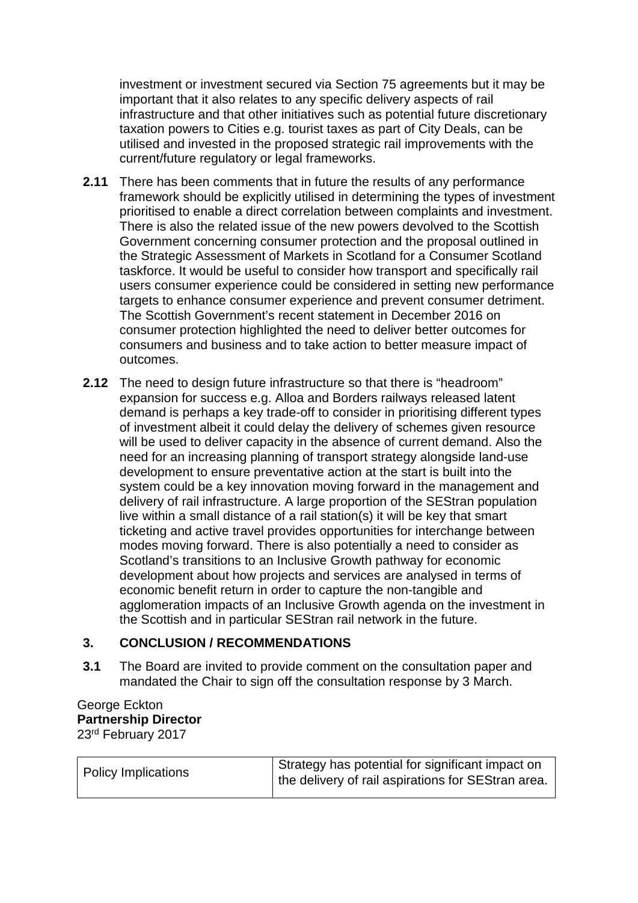investment or investment secured via Section 75 agreements but it may be important that it also relates to any specific delivery aspects of rail infrastructure and that other initiatives such as potential future discretionary taxation powers to Cities e.g. tourist taxes as part of City Deals, can be utilised and invested in the proposed strategic rail improvements with the current/future regulatory or legal frameworks.

**2.11** There has been comments that in future the results of any performance framework should be explicitly utilised in determining the types of investment prioritised to enable a direct correlation between complaints and investment. There is also the related issue of the new powers devolved to the Scottish Government concerning consumer protection and the proposal outlined in the Strategic Assessment of Markets in Scotland for a Consumer Scotland taskforce. It would be useful to consider how transport and specifically rail users consumer experience could be considered in setting new performance targets to enhance consumer experience and prevent consumer detriment. The Scottish Government's recent statement in December 2016 on consumer protection highlighted the need to deliver better outcomes for consumers and business and to take action to better measure impact of outcomes.

**2.12** The need to design future infrastructure so that there is "headroom" expansion for success e.g. Alloa and Borders railways released latent demand is perhaps a key trade-off to consider in prioritising different types of investment albeit it could delay the delivery of schemes given resource will be used to deliver capacity in the absence of current demand. Also the need for an increasing planning of transport strategy alongside land-use development to ensure preventative action at the start is built into the system could be a key innovation moving forward in the management and delivery of rail infrastructure. A large proportion of the SEStran population live within a small distance of a rail station(s) it will be key that smart ticketing and active travel provides opportunities for interchange between modes moving forward. There is also potentially a need to consider as Scotland's transitions to an Inclusive Growth pathway for economic development about how projects and services are analysed in terms of economic benefit return in order to capture the non-tangible and agglomeration impacts of an Inclusive Growth agenda on the investment in the Scottish and in particular SEStran rail network in the future.

## 3. CONCLUSION / RECOMMENDATIONS

**3.1** The Board are invited to provide comment on the consultation paper and mandated the Chair to sign off the consultation response by 3 March.

George Eckton
**Partnership Director**
23rd February 2017

| Policy Implications | Strategy has potential for significant impact on the delivery of rail aspirations for SEStran area. |
|---|---|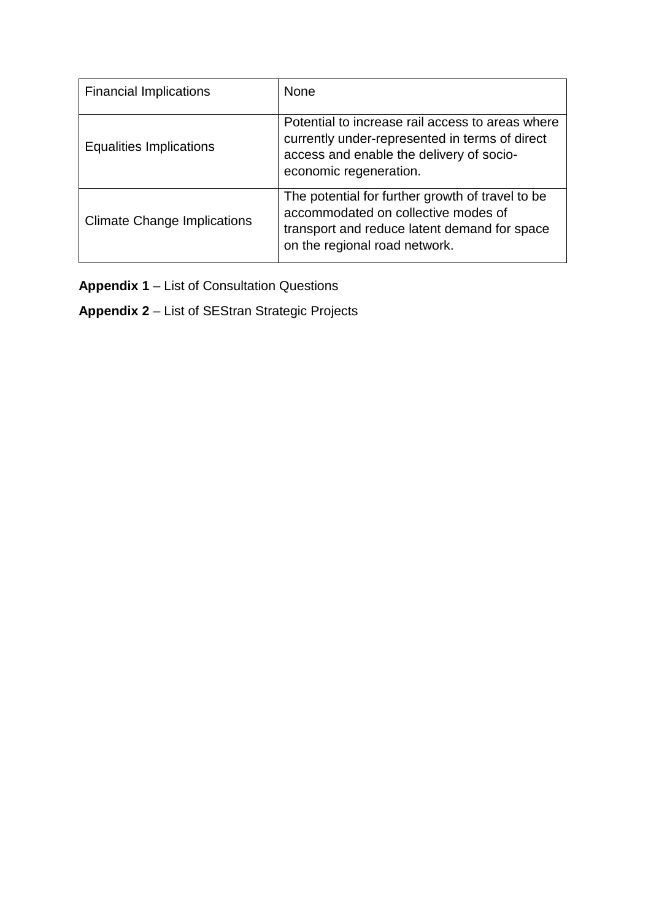| | |
|---|---|
| Financial Implications | None |
| Equalities Implications | Potential to increase rail access to areas where currently under-represented in terms of direct access and enable the delivery of socio-economic regeneration. |
| Climate Change Implications | The potential for further growth of travel to be accommodated on collective modes of transport and reduce latent demand for space on the regional road network. |

**Appendix 1** – List of Consultation Questions

**Appendix 2** – List of SEStran Strategic Projects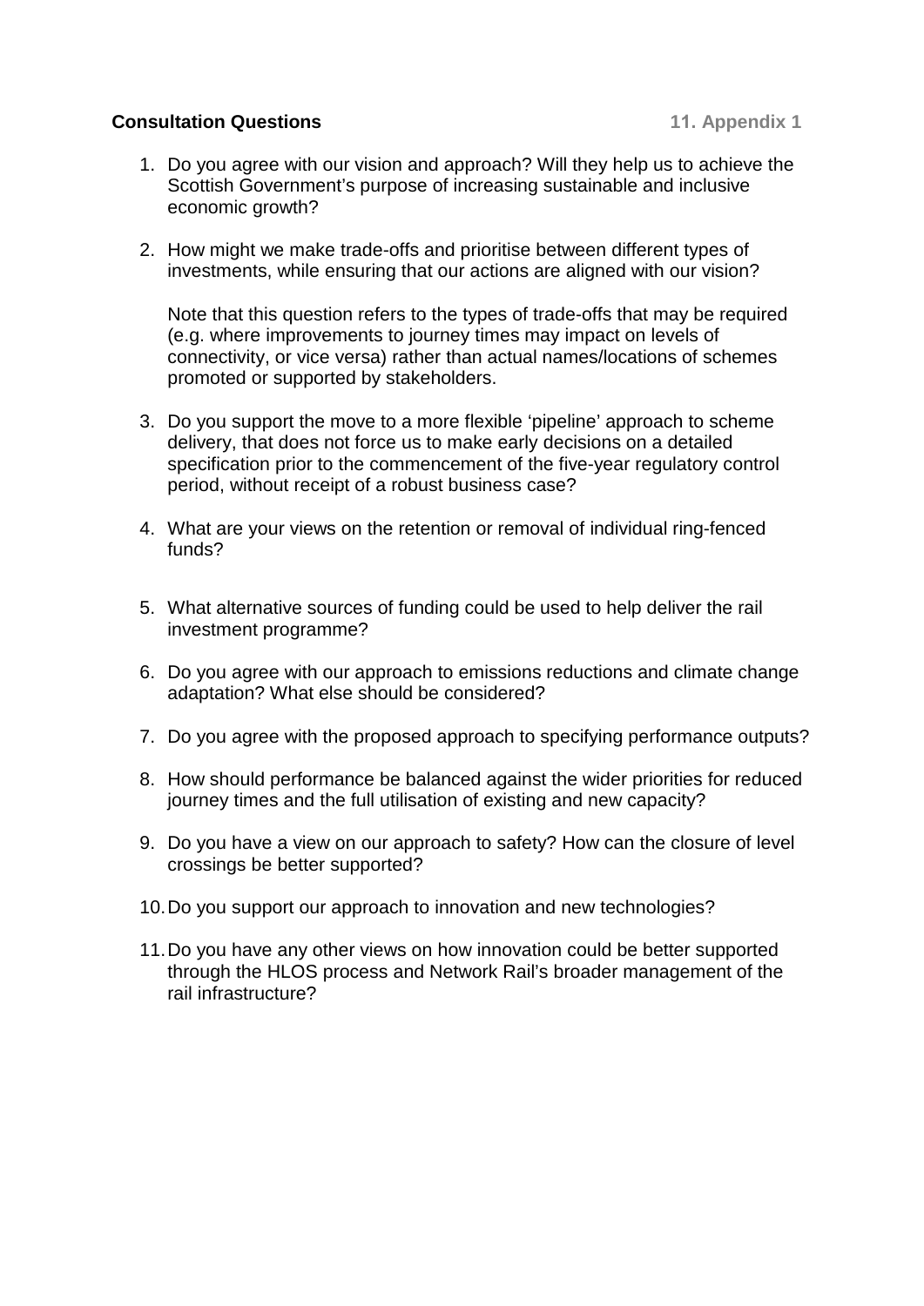**Consultation Questions** **11. Appendix 1**

1. Do you agree with our vision and approach? Will they help us to achieve the Scottish Government's purpose of increasing sustainable and inclusive economic growth?

2. How might we make trade-offs and prioritise between different types of investments, while ensuring that our actions are aligned with our vision?

   Note that this question refers to the types of trade-offs that may be required (e.g. where improvements to journey times may impact on levels of connectivity, or vice versa) rather than actual names/locations of schemes promoted or supported by stakeholders.

3. Do you support the move to a more flexible 'pipeline' approach to scheme delivery, that does not force us to make early decisions on a detailed specification prior to the commencement of the five-year regulatory control period, without receipt of a robust business case?

4. What are your views on the retention or removal of individual ring-fenced funds?

5. What alternative sources of funding could be used to help deliver the rail investment programme?

6. Do you agree with our approach to emissions reductions and climate change adaptation? What else should be considered?

7. Do you agree with the proposed approach to specifying performance outputs?

8. How should performance be balanced against the wider priorities for reduced journey times and the full utilisation of existing and new capacity?

9. Do you have a view on our approach to safety? How can the closure of level crossings be better supported?

10. Do you support our approach to innovation and new technologies?

11. Do you have any other views on how innovation could be better supported through the HLOS process and Network Rail's broader management of the rail infrastructure?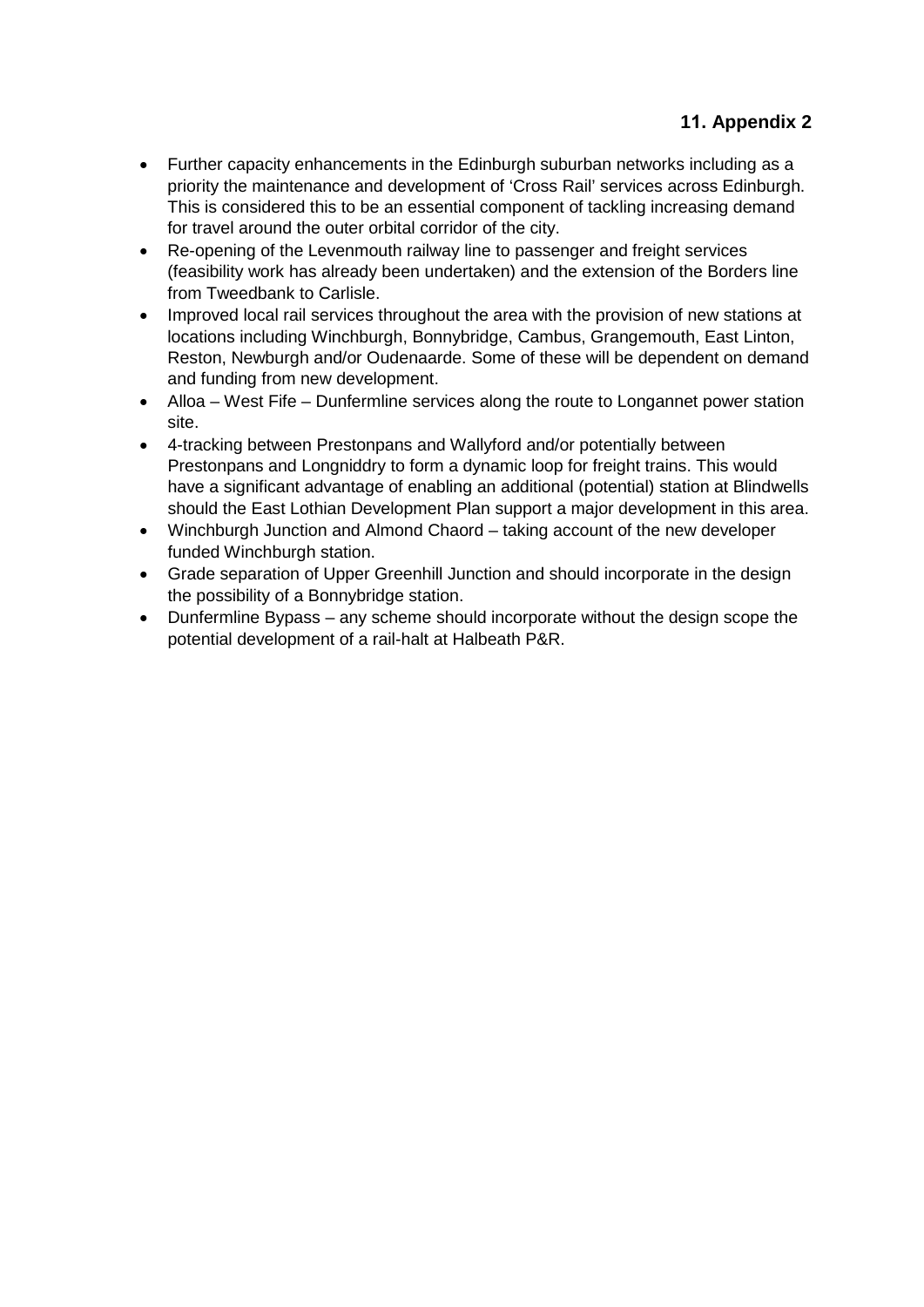## 11. Appendix 2

- Further capacity enhancements in the Edinburgh suburban networks including as a priority the maintenance and development of 'Cross Rail' services across Edinburgh. This is considered this to be an essential component of tackling increasing demand for travel around the outer orbital corridor of the city.
- Re-opening of the Levenmouth railway line to passenger and freight services (feasibility work has already been undertaken) and the extension of the Borders line from Tweedbank to Carlisle.
- Improved local rail services throughout the area with the provision of new stations at locations including Winchburgh, Bonnybridge, Cambus, Grangemouth, East Linton, Reston, Newburgh and/or Oudenaarde. Some of these will be dependent on demand and funding from new development.
- Alloa – West Fife – Dunfermline services along the route to Longannet power station site.
- 4-tracking between Prestonpans and Wallyford and/or potentially between Prestonpans and Longniddry to form a dynamic loop for freight trains. This would have a significant advantage of enabling an additional (potential) station at Blindwells should the East Lothian Development Plan support a major development in this area.
- Winchburgh Junction and Almond Chaord – taking account of the new developer funded Winchburgh station.
- Grade separation of Upper Greenhill Junction and should incorporate in the design the possibility of a Bonnybridge station.
- Dunfermline Bypass – any scheme should incorporate without the design scope the potential development of a rail-halt at Halbeath P&R.